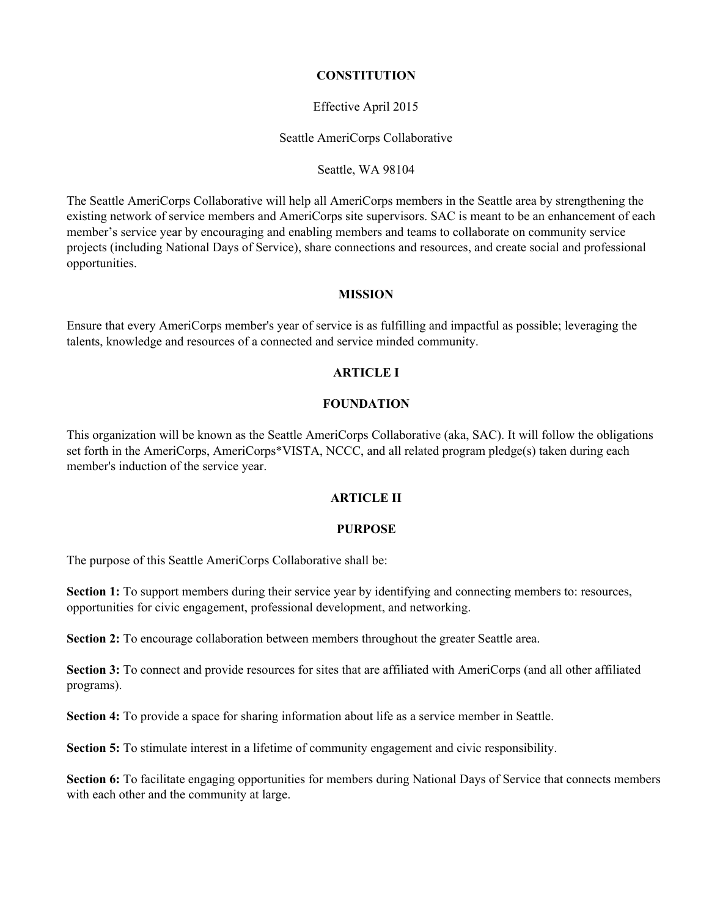# CONSTITUTION

Effective April 2015

Seattle AmeriCorps Collaborative

Seattle, WA 98104

The Seattle AmeriCorps Collaborative will help all AmeriCorps members in the Seattle area by strengthening the existing network of service members and AmeriCorps site supervisors. SAC is meant to be an enhancement of each member's service year by encouraging and enabling members and teams to collaborate on community service projects (including National Days of Service), share connections and resources, and create social and professional opportunities.

## MISSION

Ensure that every AmeriCorps member's year of service is as fulfilling and impactful as possible; leveraging the talents, knowledge and resources of a connected and service minded community.

## ARTICLE I

## FOUNDATION

This organization will be known as the Seattle AmeriCorps Collaborative (aka, SAC). It will follow the obligations set forth in the AmeriCorps, AmeriCorps*VISTA, NCCC, and all related program pledge(s) taken during each member's induction of the service year.

## ARTICLE II

## PURPOSE

The purpose of this Seattle AmeriCorps Collaborative shall be:

**Section 1:** To support members during their service year by identifying and connecting members to: resources, opportunities for civic engagement, professional development, and networking.

**Section 2:** To encourage collaboration between members throughout the greater Seattle area.

**Section 3:** To connect and provide resources for sites that are affiliated with AmeriCorps (and all other affiliated programs).

**Section 4:** To provide a space for sharing information about life as a service member in Seattle.

**Section 5:** To stimulate interest in a lifetime of community engagement and civic responsibility.

**Section 6:** To facilitate engaging opportunities for members during National Days of Service that connects members with each other and the community at large.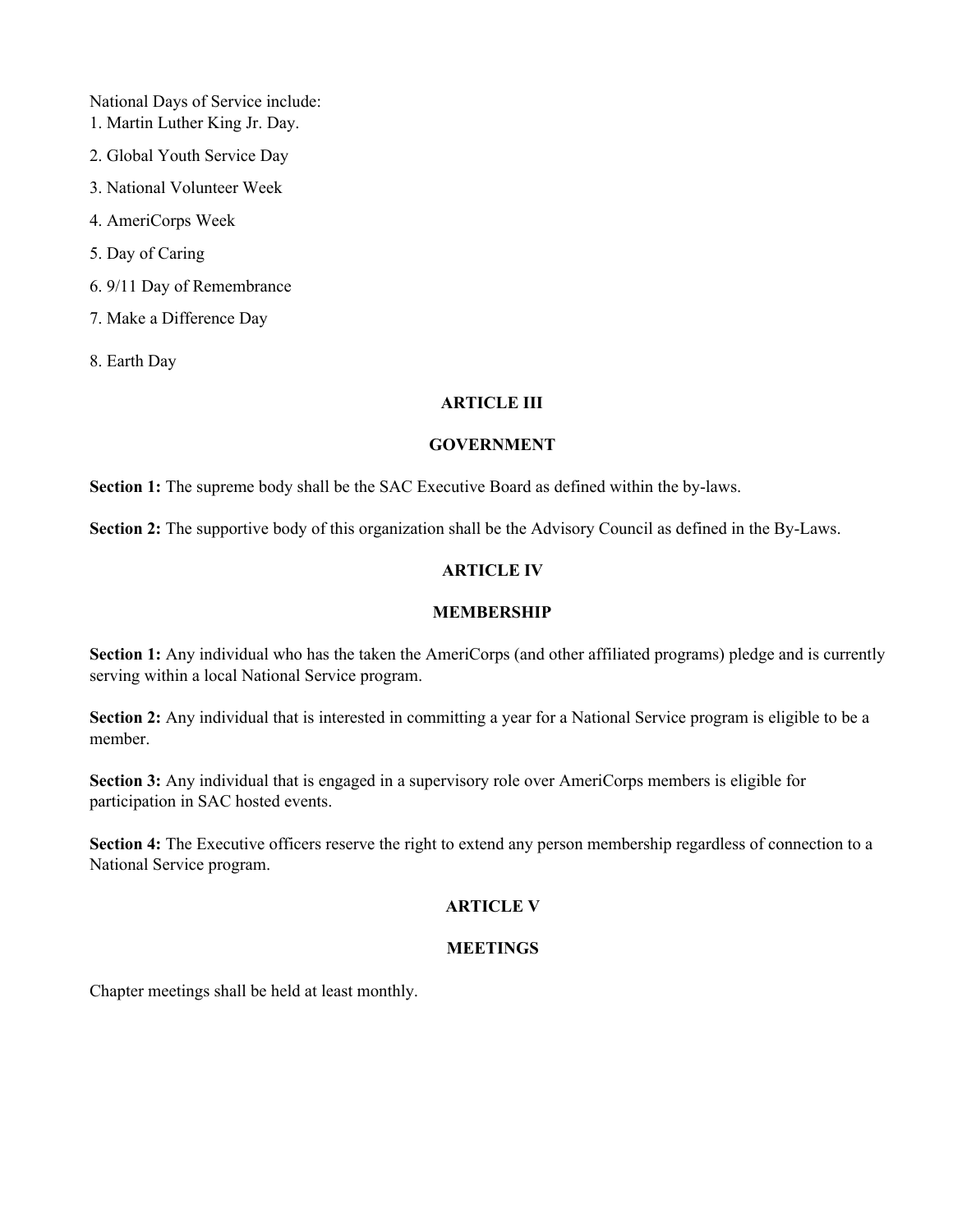National Days of Service include:

1. Martin Luther King Jr. Day.
2. Global Youth Service Day
3. National Volunteer Week
4. AmeriCorps Week
5. Day of Caring
6. 9/11 Day of Remembrance
7. Make a Difference Day
8. Earth Day

## ARTICLE III

## GOVERNMENT

**Section 1:** The supreme body shall be the SAC Executive Board as defined within the by-laws.

**Section 2:** The supportive body of this organization shall be the Advisory Council as defined in the By-Laws.

## ARTICLE IV

## MEMBERSHIP

**Section 1:** Any individual who has the taken the AmeriCorps (and other affiliated programs) pledge and is currently serving within a local National Service program.

**Section 2:** Any individual that is interested in committing a year for a National Service program is eligible to be a member.

**Section 3:** Any individual that is engaged in a supervisory role over AmeriCorps members is eligible for participation in SAC hosted events.

**Section 4:** The Executive officers reserve the right to extend any person membership regardless of connection to a National Service program.

## ARTICLE V

## MEETINGS

Chapter meetings shall be held at least monthly.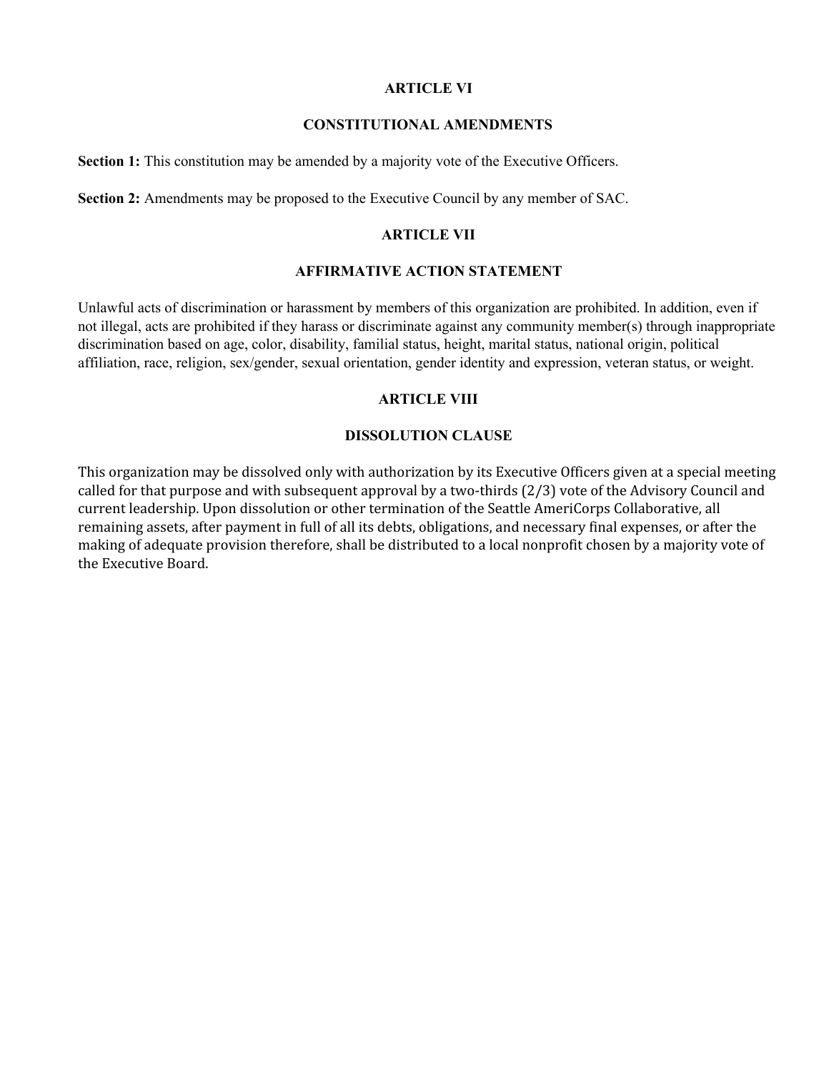## ARTICLE VI

## CONSTITUTIONAL AMENDMENTS

**Section 1:** This constitution may be amended by a majority vote of the Executive Officers.

**Section 2:** Amendments may be proposed to the Executive Council by any member of SAC.

## ARTICLE VII

## AFFIRMATIVE ACTION STATEMENT

Unlawful acts of discrimination or harassment by members of this organization are prohibited. In addition, even if not illegal, acts are prohibited if they harass or discriminate against any community member(s) through inappropriate discrimination based on age, color, disability, familial status, height, marital status, national origin, political affiliation, race, religion, sex/gender, sexual orientation, gender identity and expression, veteran status, or weight.

## ARTICLE VIII

## DISSOLUTION CLAUSE

This organization may be dissolved only with authorization by its Executive Officers given at a special meeting called for that purpose and with subsequent approval by a two-thirds (2/3) vote of the Advisory Council and current leadership. Upon dissolution or other termination of the Seattle AmeriCorps Collaborative, all remaining assets, after payment in full of all its debts, obligations, and necessary final expenses, or after the making of adequate provision therefore, shall be distributed to a local nonprofit chosen by a majority vote of the Executive Board.